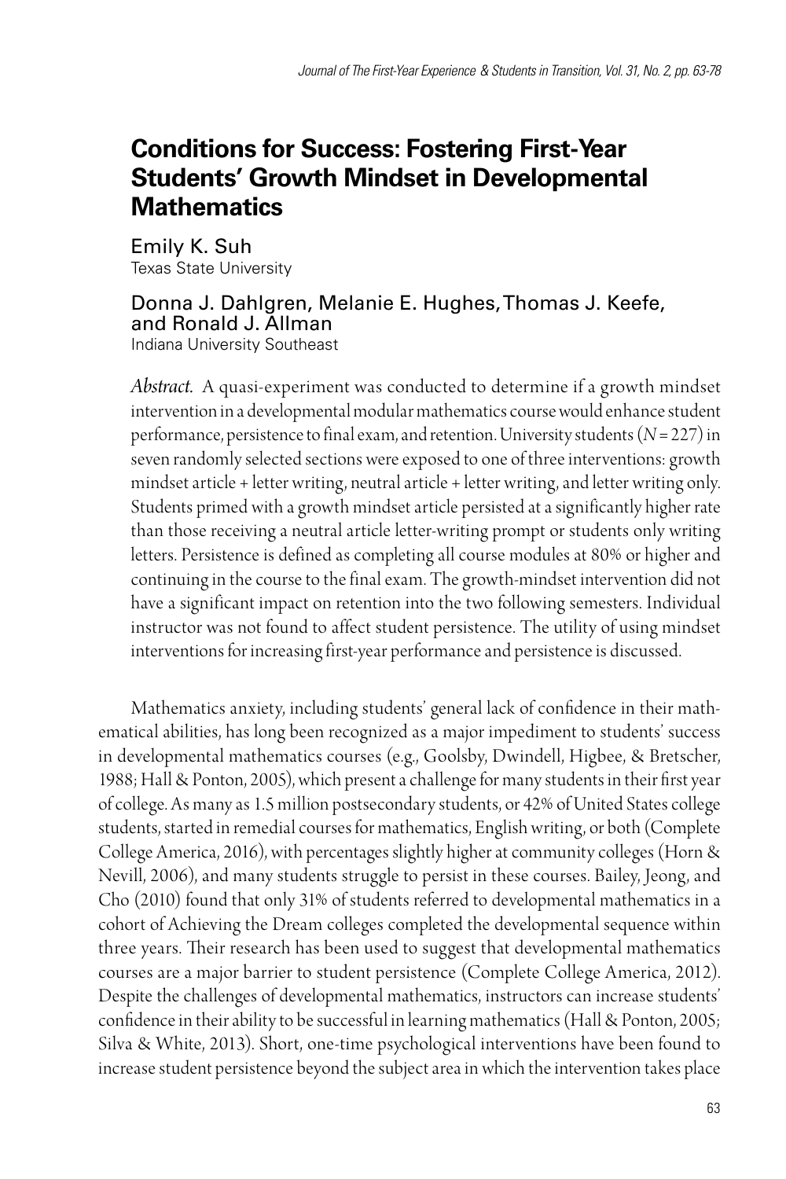# Conditions for Success: Fostering First-Year Students' Growth Mindset in Developmental Mathematics

Emily K. Suh
Texas State University

Donna J. Dahlgren, Melanie E. Hughes, Thomas J. Keefe, and Ronald J. Allman
Indiana University Southeast

*Abstract.* A quasi-experiment was conducted to determine if a growth mindset intervention in a developmental modular mathematics course would enhance student performance, persistence to final exam, and retention. University students ($N = 227$) in seven randomly selected sections were exposed to one of three interventions: growth mindset article + letter writing, neutral article + letter writing, and letter writing only. Students primed with a growth mindset article persisted at a significantly higher rate than those receiving a neutral article letter-writing prompt or students only writing letters. Persistence is defined as completing all course modules at 80% or higher and continuing in the course to the final exam. The growth-mindset intervention did not have a significant impact on retention into the two following semesters. Individual instructor was not found to affect student persistence. The utility of using mindset interventions for increasing first-year performance and persistence is discussed.

Mathematics anxiety, including students' general lack of confidence in their mathematical abilities, has long been recognized as a major impediment to students' success in developmental mathematics courses (e.g., Goolsby, Dwindell, Higbee, & Bretscher, 1988; Hall & Ponton, 2005), which present a challenge for many students in their first year of college. As many as 1.5 million postsecondary students, or 42% of United States college students, started in remedial courses for mathematics, English writing, or both (Complete College America, 2016), with percentages slightly higher at community colleges (Horn & Nevill, 2006), and many students struggle to persist in these courses. Bailey, Jeong, and Cho (2010) found that only 31% of students referred to developmental mathematics in a cohort of Achieving the Dream colleges completed the developmental sequence within three years. Their research has been used to suggest that developmental mathematics courses are a major barrier to student persistence (Complete College America, 2012). Despite the challenges of developmental mathematics, instructors can increase students' confidence in their ability to be successful in learning mathematics (Hall & Ponton, 2005; Silva & White, 2013). Short, one-time psychological interventions have been found to increase student persistence beyond the subject area in which the intervention takes place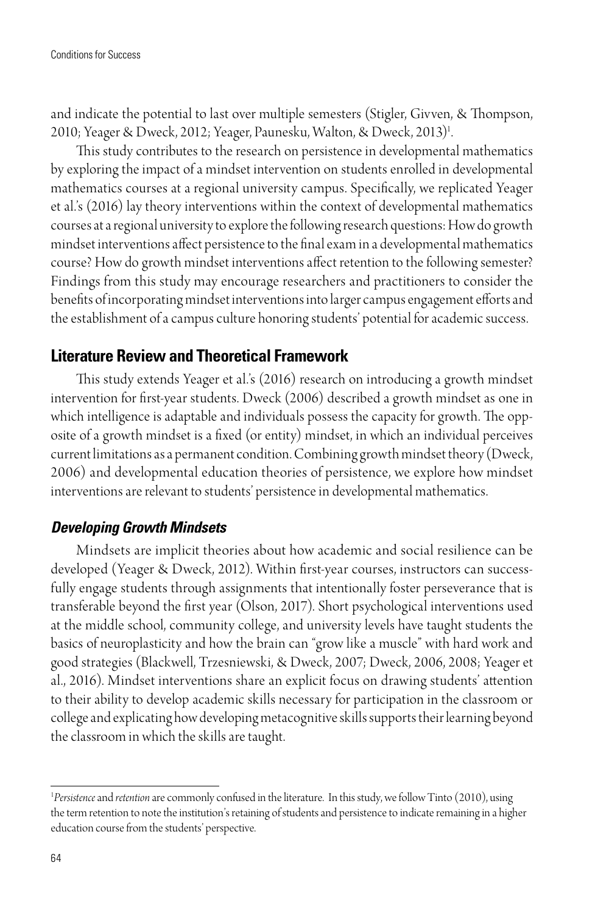and indicate the potential to last over multiple semesters (Stigler, Givven, & Thompson, 2010; Yeager & Dweck, 2012; Yeager, Paunesku, Walton, & Dweck, 2013)[1].

This study contributes to the research on persistence in developmental mathematics by exploring the impact of a mindset intervention on students enrolled in developmental mathematics courses at a regional university campus. Specifically, we replicated Yeager et al.'s (2016) lay theory interventions within the context of developmental mathematics courses at a regional university to explore the following research questions: How do growth mindset interventions affect persistence to the final exam in a developmental mathematics course? How do growth mindset interventions affect retention to the following semester? Findings from this study may encourage researchers and practitioners to consider the benefits of incorporating mindset interventions into larger campus engagement efforts and the establishment of a campus culture honoring students' potential for academic success.

## Literature Review and Theoretical Framework

This study extends Yeager et al.'s (2016) research on introducing a growth mindset intervention for first-year students. Dweck (2006) described a growth mindset as one in which intelligence is adaptable and individuals possess the capacity for growth. The opposite of a growth mindset is a fixed (or entity) mindset, in which an individual perceives current limitations as a permanent condition. Combining growth mindset theory (Dweck, 2006) and developmental education theories of persistence, we explore how mindset interventions are relevant to students' persistence in developmental mathematics.

### *Developing Growth Mindsets*

Mindsets are implicit theories about how academic and social resilience can be developed (Yeager & Dweck, 2012). Within first-year courses, instructors can successfully engage students through assignments that intentionally foster perseverance that is transferable beyond the first year (Olson, 2017). Short psychological interventions used at the middle school, community college, and university levels have taught students the basics of neuroplasticity and how the brain can "grow like a muscle" with hard work and good strategies (Blackwell, Trzesniewski, & Dweck, 2007; Dweck, 2006, 2008; Yeager et al., 2016). Mindset interventions share an explicit focus on drawing students' attention to their ability to develop academic skills necessary for participation in the classroom or college and explicating how developing metacognitive skills supports their learning beyond the classroom in which the skills are taught.

[1] *Persistence* and *retention* are commonly confused in the literature. In this study, we follow Tinto (2010), using the term retention to note the institution's retaining of students and persistence to indicate remaining in a higher education course from the students' perspective.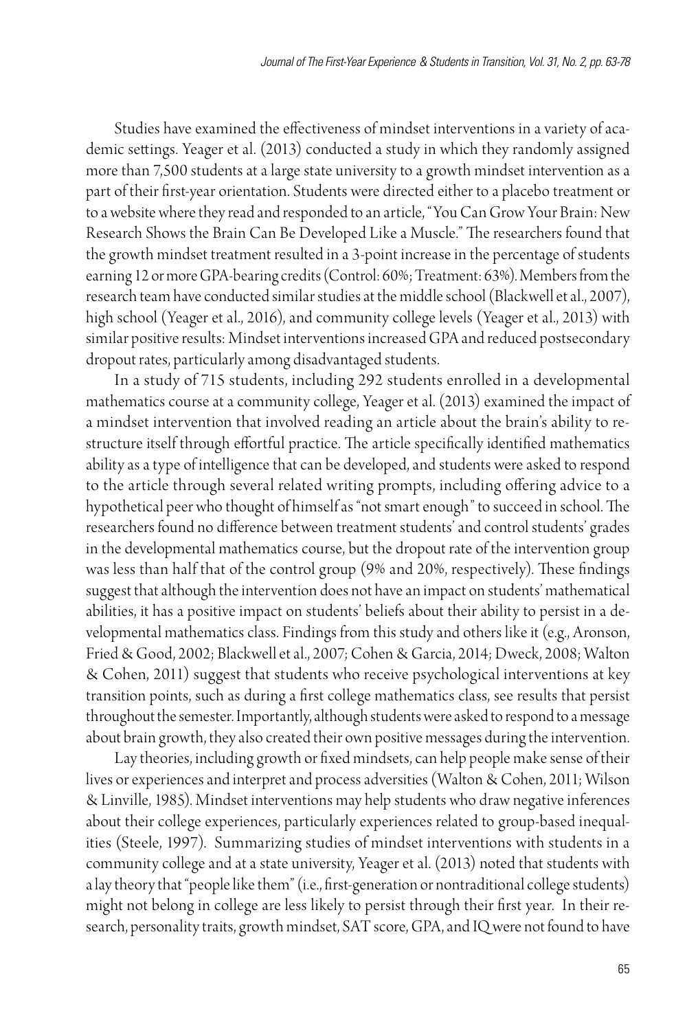Studies have examined the effectiveness of mindset interventions in a variety of academic settings. Yeager et al. (2013) conducted a study in which they randomly assigned more than 7,500 students at a large state university to a growth mindset intervention as a part of their first-year orientation. Students were directed either to a placebo treatment or to a website where they read and responded to an article, "You Can Grow Your Brain: New Research Shows the Brain Can Be Developed Like a Muscle." The researchers found that the growth mindset treatment resulted in a 3-point increase in the percentage of students earning 12 or more GPA-bearing credits (Control: 60%; Treatment: 63%). Members from the research team have conducted similar studies at the middle school (Blackwell et al., 2007), high school (Yeager et al., 2016), and community college levels (Yeager et al., 2013) with similar positive results: Mindset interventions increased GPA and reduced postsecondary dropout rates, particularly among disadvantaged students.

In a study of 715 students, including 292 students enrolled in a developmental mathematics course at a community college, Yeager et al. (2013) examined the impact of a mindset intervention that involved reading an article about the brain's ability to restructure itself through effortful practice. The article specifically identified mathematics ability as a type of intelligence that can be developed, and students were asked to respond to the article through several related writing prompts, including offering advice to a hypothetical peer who thought of himself as "not smart enough" to succeed in school. The researchers found no difference between treatment students' and control students' grades in the developmental mathematics course, but the dropout rate of the intervention group was less than half that of the control group (9% and 20%, respectively). These findings suggest that although the intervention does not have an impact on students' mathematical abilities, it has a positive impact on students' beliefs about their ability to persist in a developmental mathematics class. Findings from this study and others like it (e.g., Aronson, Fried & Good, 2002; Blackwell et al., 2007; Cohen & Garcia, 2014; Dweck, 2008; Walton & Cohen, 2011) suggest that students who receive psychological interventions at key transition points, such as during a first college mathematics class, see results that persist throughout the semester. Importantly, although students were asked to respond to a message about brain growth, they also created their own positive messages during the intervention.

Lay theories, including growth or fixed mindsets, can help people make sense of their lives or experiences and interpret and process adversities (Walton & Cohen, 2011; Wilson & Linville, 1985). Mindset interventions may help students who draw negative inferences about their college experiences, particularly experiences related to group-based inequalities (Steele, 1997). Summarizing studies of mindset interventions with students in a community college and at a state university, Yeager et al. (2013) noted that students with a lay theory that "people like them" (i.e., first-generation or nontraditional college students) might not belong in college are less likely to persist through their first year. In their research, personality traits, growth mindset, SAT score, GPA, and IQ were not found to have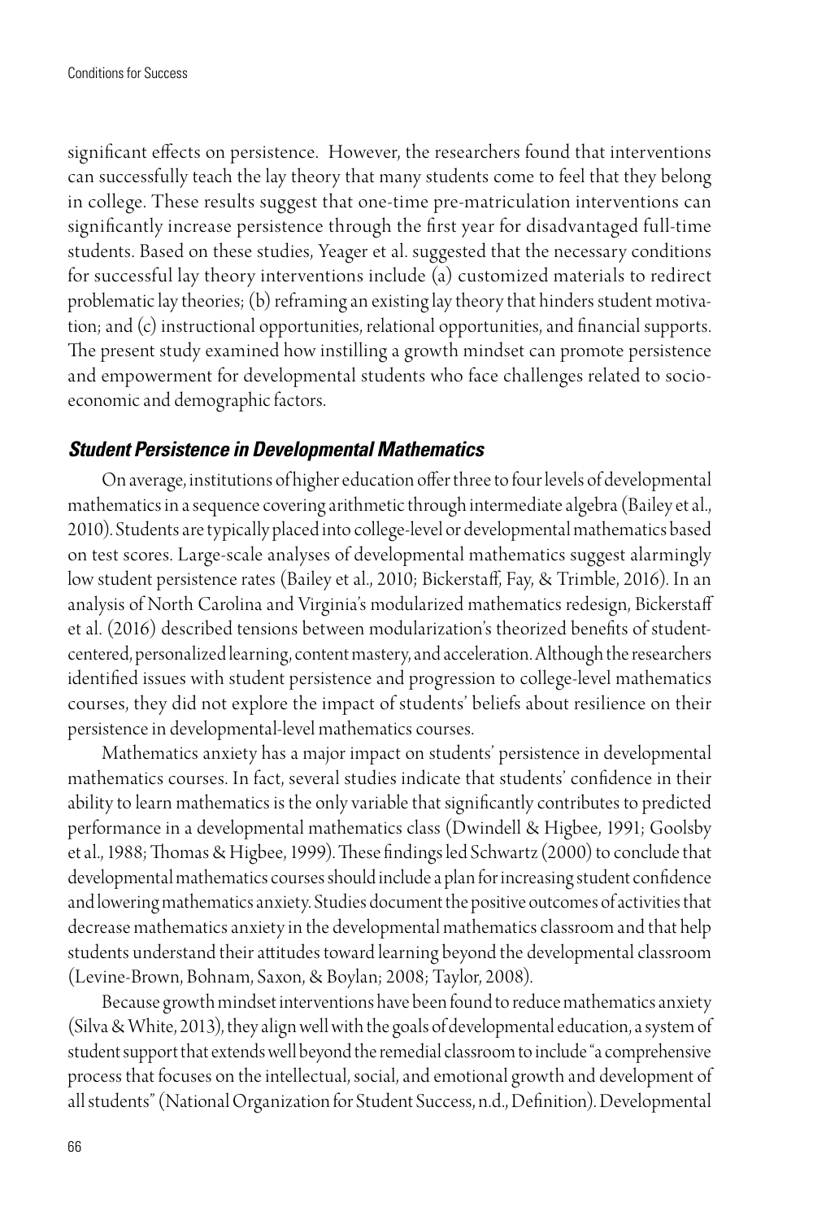significant effects on persistence. However, the researchers found that interventions can successfully teach the lay theory that many students come to feel that they belong in college. These results suggest that one-time pre-matriculation interventions can significantly increase persistence through the first year for disadvantaged full-time students. Based on these studies, Yeager et al. suggested that the necessary conditions for successful lay theory interventions include (a) customized materials to redirect problematic lay theories; (b) reframing an existing lay theory that hinders student motivation; and (c) instructional opportunities, relational opportunities, and financial supports. The present study examined how instilling a growth mindset can promote persistence and empowerment for developmental students who face challenges related to socio-economic and demographic factors.

### *Student Persistence in Developmental Mathematics*

On average, institutions of higher education offer three to four levels of developmental mathematics in a sequence covering arithmetic through intermediate algebra (Bailey et al., 2010). Students are typically placed into college-level or developmental mathematics based on test scores. Large-scale analyses of developmental mathematics suggest alarmingly low student persistence rates (Bailey et al., 2010; Bickerstaff, Fay, & Trimble, 2016). In an analysis of North Carolina and Virginia's modularized mathematics redesign, Bickerstaff et al. (2016) described tensions between modularization's theorized benefits of student-centered, personalized learning, content mastery, and acceleration. Although the researchers identified issues with student persistence and progression to college-level mathematics courses, they did not explore the impact of students' beliefs about resilience on their persistence in developmental-level mathematics courses.

Mathematics anxiety has a major impact on students' persistence in developmental mathematics courses. In fact, several studies indicate that students' confidence in their ability to learn mathematics is the only variable that significantly contributes to predicted performance in a developmental mathematics class (Dwindell & Higbee, 1991; Goolsby et al., 1988; Thomas & Higbee, 1999). These findings led Schwartz (2000) to conclude that developmental mathematics courses should include a plan for increasing student confidence and lowering mathematics anxiety. Studies document the positive outcomes of activities that decrease mathematics anxiety in the developmental mathematics classroom and that help students understand their attitudes toward learning beyond the developmental classroom (Levine-Brown, Bohnam, Saxon, & Boylan; 2008; Taylor, 2008).

Because growth mindset interventions have been found to reduce mathematics anxiety (Silva & White, 2013), they align well with the goals of developmental education, a system of student support that extends well beyond the remedial classroom to include "a comprehensive process that focuses on the intellectual, social, and emotional growth and development of all students" (National Organization for Student Success, n.d., Definition). Developmental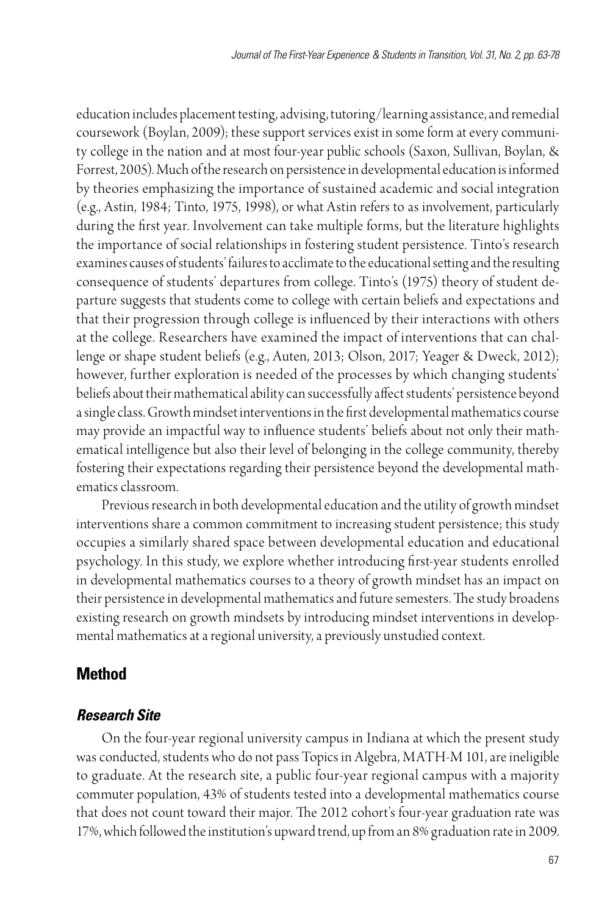education includes placement testing, advising, tutoring/learning assistance, and remedial coursework (Boylan, 2009); these support services exist in some form at every community college in the nation and at most four-year public schools (Saxon, Sullivan, Boylan, & Forrest, 2005). Much of the research on persistence in developmental education is informed by theories emphasizing the importance of sustained academic and social integration (e.g., Astin, 1984; Tinto, 1975, 1998), or what Astin refers to as involvement, particularly during the first year. Involvement can take multiple forms, but the literature highlights the importance of social relationships in fostering student persistence. Tinto's research examines causes of students' failures to acclimate to the educational setting and the resulting consequence of students' departures from college. Tinto's (1975) theory of student departure suggests that students come to college with certain beliefs and expectations and that their progression through college is influenced by their interactions with others at the college. Researchers have examined the impact of interventions that can challenge or shape student beliefs (e.g., Auten, 2013; Olson, 2017; Yeager & Dweck, 2012); however, further exploration is needed of the processes by which changing students' beliefs about their mathematical ability can successfully affect students' persistence beyond a single class. Growth mindset interventions in the first developmental mathematics course may provide an impactful way to influence students' beliefs about not only their mathematical intelligence but also their level of belonging in the college community, thereby fostering their expectations regarding their persistence beyond the developmental mathematics classroom.

Previous research in both developmental education and the utility of growth mindset interventions share a common commitment to increasing student persistence; this study occupies a similarly shared space between developmental education and educational psychology. In this study, we explore whether introducing first-year students enrolled in developmental mathematics courses to a theory of growth mindset has an impact on their persistence in developmental mathematics and future semesters. The study broadens existing research on growth mindsets by introducing mindset interventions in developmental mathematics at a regional university, a previously unstudied context.

## Method

### *Research Site*

On the four-year regional university campus in Indiana at which the present study was conducted, students who do not pass Topics in Algebra, MATH-M 101, are ineligible to graduate. At the research site, a public four-year regional campus with a majority commuter population, 43% of students tested into a developmental mathematics course that does not count toward their major. The 2012 cohort's four-year graduation rate was 17%, which followed the institution's upward trend, up from an 8% graduation rate in 2009.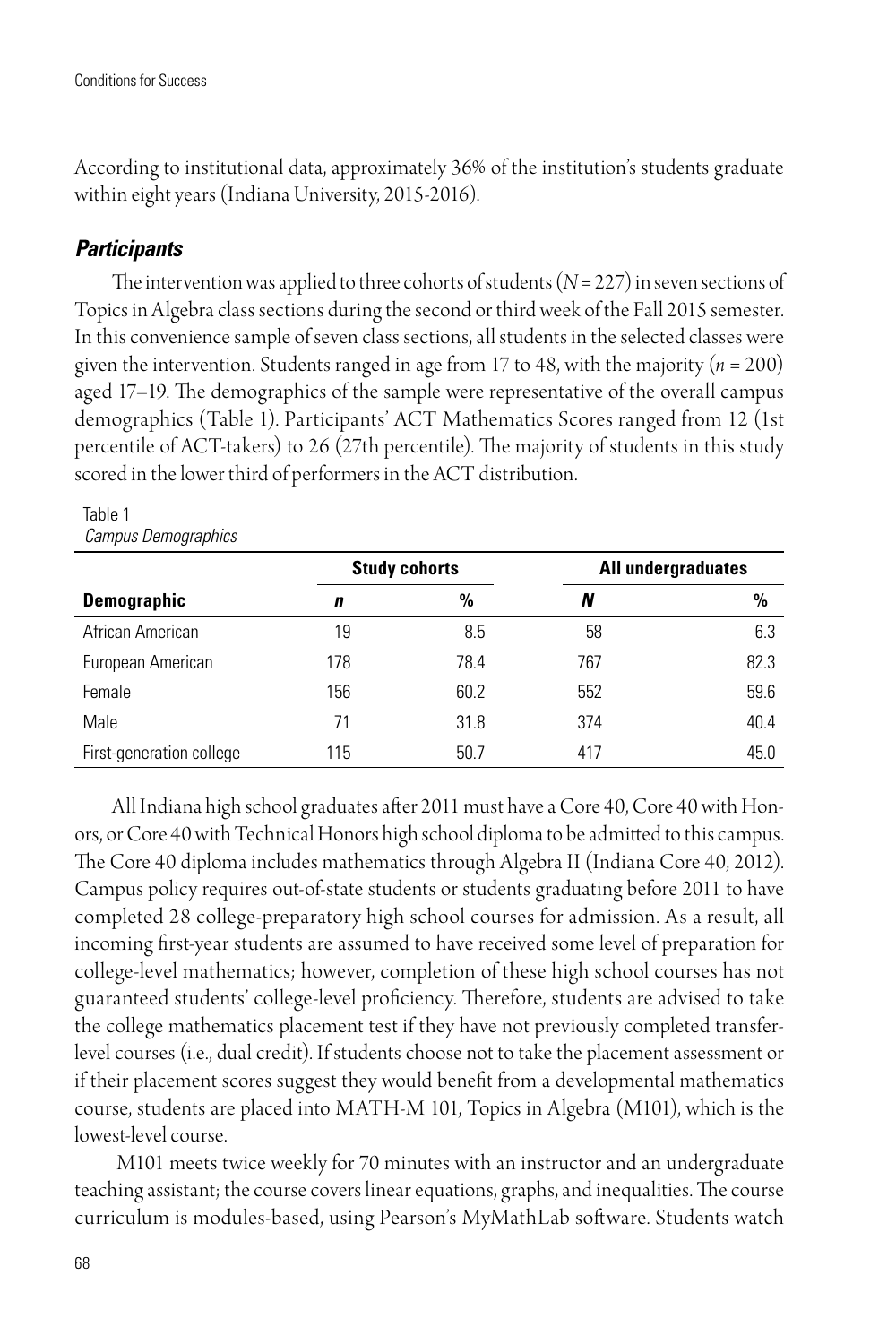According to institutional data, approximately 36% of the institution's students graduate within eight years (Indiana University, 2015-2016).

### *Participants*

The intervention was applied to three cohorts of students ($N = 227$) in seven sections of Topics in Algebra class sections during the second or third week of the Fall 2015 semester. In this convenience sample of seven class sections, all students in the selected classes were given the intervention. Students ranged in age from 17 to 48, with the majority ($n = 200$) aged 17–19. The demographics of the sample were representative of the overall campus demographics (Table 1). Participants' ACT Mathematics Scores ranged from 12 (1st percentile of ACT-takers) to 26 (27th percentile). The majority of students in this study scored in the lower third of performers in the ACT distribution.

Table 1
*Campus Demographics*

| | Study cohorts | | All undergraduates | |
|---|---|---|---|---|
| **Demographic** | ***n*** | **%** | ***N*** | **%** |
| African American | 19 | 8.5 | 58 | 6.3 |
| European American | 178 | 78.4 | 767 | 82.3 |
| Female | 156 | 60.2 | 552 | 59.6 |
| Male | 71 | 31.8 | 374 | 40.4 |
| First-generation college | 115 | 50.7 | 417 | 45.0 |

All Indiana high school graduates after 2011 must have a Core 40, Core 40 with Honors, or Core 40 with Technical Honors high school diploma to be admitted to this campus. The Core 40 diploma includes mathematics through Algebra II (Indiana Core 40, 2012). Campus policy requires out-of-state students or students graduating before 2011 to have completed 28 college-preparatory high school courses for admission. As a result, all incoming first-year students are assumed to have received some level of preparation for college-level mathematics; however, completion of these high school courses has not guaranteed students' college-level proficiency. Therefore, students are advised to take the college mathematics placement test if they have not previously completed transfer-level courses (i.e., dual credit). If students choose not to take the placement assessment or if their placement scores suggest they would benefit from a developmental mathematics course, students are placed into MATH-M 101, Topics in Algebra (M101), which is the lowest-level course.

M101 meets twice weekly for 70 minutes with an instructor and an undergraduate teaching assistant; the course covers linear equations, graphs, and inequalities. The course curriculum is modules-based, using Pearson's MyMathLab software. Students watch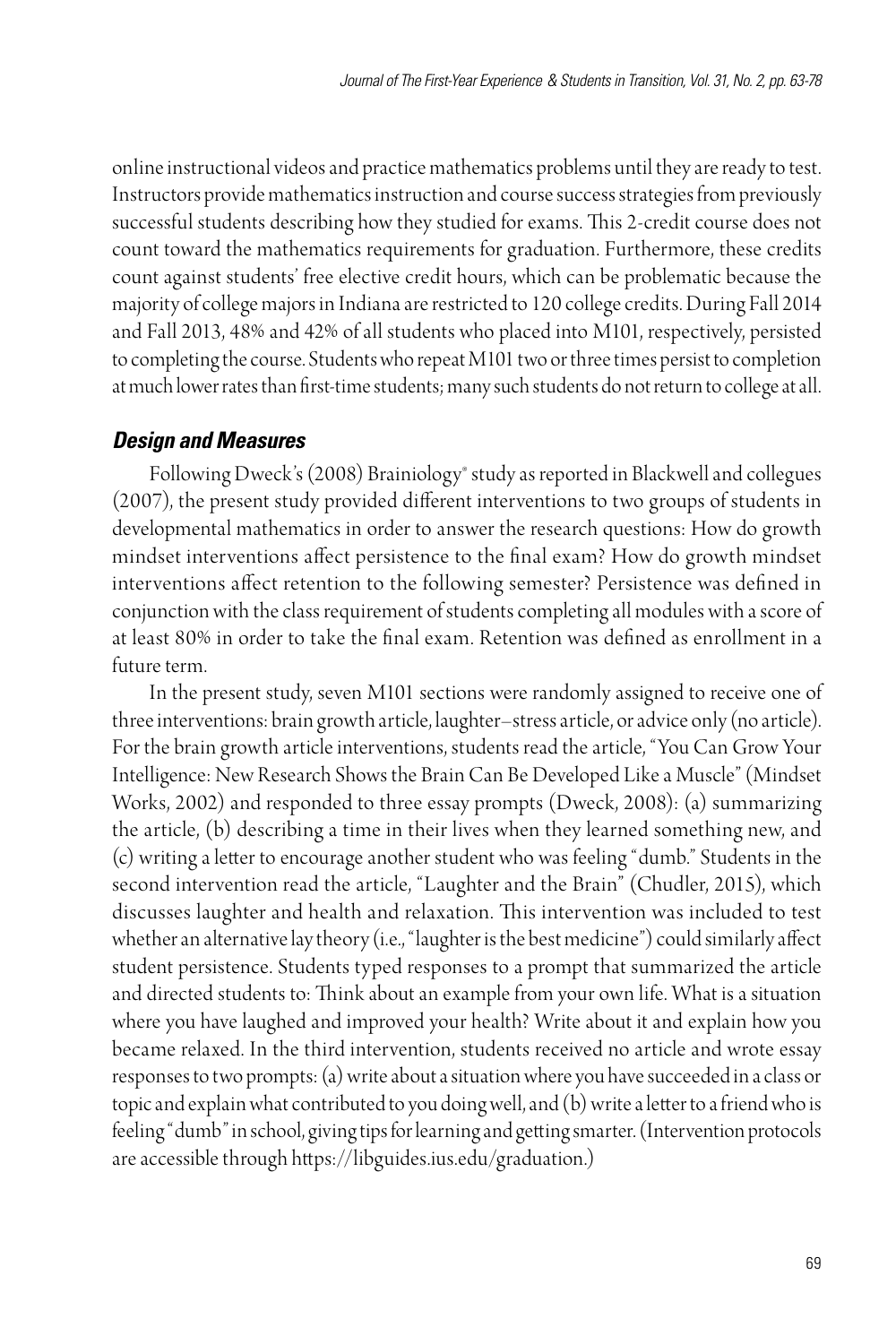online instructional videos and practice mathematics problems until they are ready to test. Instructors provide mathematics instruction and course success strategies from previously successful students describing how they studied for exams. This 2-credit course does not count toward the mathematics requirements for graduation. Furthermore, these credits count against students' free elective credit hours, which can be problematic because the majority of college majors in Indiana are restricted to 120 college credits. During Fall 2014 and Fall 2013, 48% and 42% of all students who placed into M101, respectively, persisted to completing the course. Students who repeat M101 two or three times persist to completion at much lower rates than first-time students; many such students do not return to college at all.

### *Design and Measures*

Following Dweck's (2008) Brainiology® study as reported in Blackwell and collegues (2007), the present study provided different interventions to two groups of students in developmental mathematics in order to answer the research questions: How do growth mindset interventions affect persistence to the final exam? How do growth mindset interventions affect retention to the following semester? Persistence was defined in conjunction with the class requirement of students completing all modules with a score of at least 80% in order to take the final exam. Retention was defined as enrollment in a future term.

In the present study, seven M101 sections were randomly assigned to receive one of three interventions: brain growth article, laughter–stress article, or advice only (no article). For the brain growth article interventions, students read the article, "You Can Grow Your Intelligence: New Research Shows the Brain Can Be Developed Like a Muscle" (Mindset Works, 2002) and responded to three essay prompts (Dweck, 2008): (a) summarizing the article, (b) describing a time in their lives when they learned something new, and (c) writing a letter to encourage another student who was feeling "dumb." Students in the second intervention read the article, "Laughter and the Brain" (Chudler, 2015), which discusses laughter and health and relaxation. This intervention was included to test whether an alternative lay theory (i.e., "laughter is the best medicine") could similarly affect student persistence. Students typed responses to a prompt that summarized the article and directed students to: Think about an example from your own life. What is a situation where you have laughed and improved your health? Write about it and explain how you became relaxed. In the third intervention, students received no article and wrote essay responses to two prompts: (a) write about a situation where you have succeeded in a class or topic and explain what contributed to you doing well, and (b) write a letter to a friend who is feeling "dumb" in school, giving tips for learning and getting smarter. (Intervention protocols are accessible through https://libguides.ius.edu/graduation.)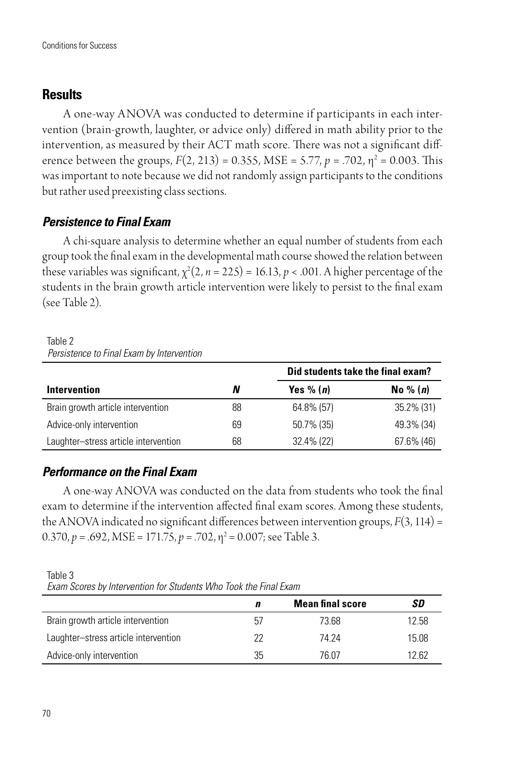## Results

A one-way ANOVA was conducted to determine if participants in each intervention (brain-growth, laughter, or advice only) differed in math ability prior to the intervention, as measured by their ACT math score. There was not a significant difference between the groups, $F(2, 213) = 0.355$, MSE = 5.77, $p = .702$, $\eta^2 = 0.003$. This was important to note because we did not randomly assign participants to the conditions but rather used preexisting class sections.

### *Persistence to Final Exam*

A chi-square analysis to determine whether an equal number of students from each group took the final exam in the developmental math course showed the relation between these variables was significant, $\chi^2(2, n = 225) = 16.13$, $p < .001$. A higher percentage of the students in the brain growth article intervention were likely to persist to the final exam (see Table 2).

Table 2
*Persistence to Final Exam by Intervention*

| | | Did students take the final exam? | |
|---|---|---|---|
| **Intervention** | ***N*** | **Yes % (*n*)** | **No % (*n*)** |
| Brain growth article intervention | 88 | 64.8% (57) | 35.2% (31) |
| Advice-only intervention | 69 | 50.7% (35) | 49.3% (34) |
| Laughter–stress article intervention | 68 | 32.4% (22) | 67.6% (46) |

### *Performance on the Final Exam*

A one-way ANOVA was conducted on the data from students who took the final exam to determine if the intervention affected final exam scores. Among these students, the ANOVA indicated no significant differences between intervention groups, $F(3, 114) = 0.370$, $p = .692$, MSE = 171.75, $p = .702$, $\eta^2 = 0.007$; see Table 3.

Table 3
*Exam Scores by Intervention for Students Who Took the Final Exam*

| | ***n*** | **Mean final score** | ***SD*** |
|---|---|---|---|
| Brain growth article intervention | 57 | 73.68 | 12.58 |
| Laughter–stress article intervention | 22 | 74.24 | 15.08 |
| Advice-only intervention | 35 | 76.07 | 12.62 |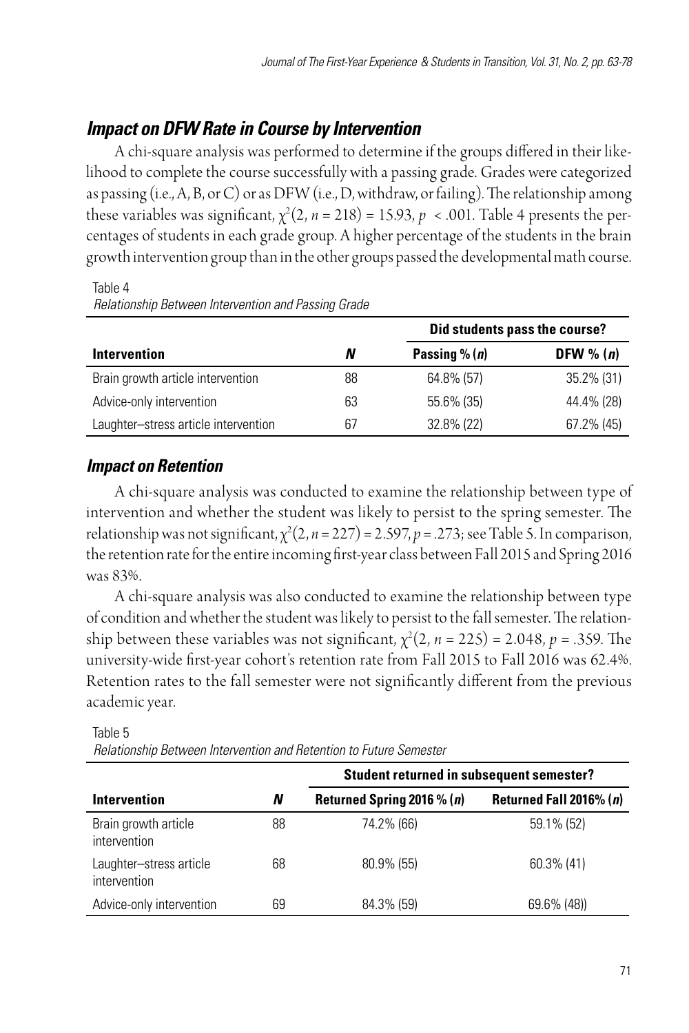### *Impact on DFW Rate in Course by Intervention*

A chi-square analysis was performed to determine if the groups differed in their likelihood to complete the course successfully with a passing grade. Grades were categorized as passing (i.e., A, B, or C) or as DFW (i.e., D, withdraw, or failing). The relationship among these variables was significant, $\chi^2(2, n = 218) = 15.93, p < .001$. Table 4 presents the percentages of students in each grade group. A higher percentage of the students in the brain growth intervention group than in the other groups passed the developmental math course.

Table 4
*Relationship Between Intervention and Passing Grade*

| | | Did students pass the course? | |
|---|---|---|---|
| **Intervention** | ***N*** | **Passing % (*n*)** | **DFW % (*n*)** |
| Brain growth article intervention | 88 | 64.8% (57) | 35.2% (31) |
| Advice-only intervention | 63 | 55.6% (35) | 44.4% (28) |
| Laughter–stress article intervention | 67 | 32.8% (22) | 67.2% (45) |

### *Impact on Retention*

A chi-square analysis was conducted to examine the relationship between type of intervention and whether the student was likely to persist to the spring semester. The relationship was not significant, $\chi^2(2, n = 227) = 2.597, p = .273$; see Table 5. In comparison, the retention rate for the entire incoming first-year class between Fall 2015 and Spring 2016 was 83%.

A chi-square analysis was also conducted to examine the relationship between type of condition and whether the student was likely to persist to the fall semester. The relationship between these variables was not significant, $\chi^2(2, n = 225) = 2.048, p = .359$. The university-wide first-year cohort's retention rate from Fall 2015 to Fall 2016 was 62.4%. Retention rates to the fall semester were not significantly different from the previous academic year.

Table 5
*Relationship Between Intervention and Retention to Future Semester*

| | | Student returned in subsequent semester? | |
|---|---|---|---|
| **Intervention** | ***N*** | **Returned Spring 2016 % (*n*)** | **Returned Fall 2016% (*n*)** |
| Brain growth article intervention | 88 | 74.2% (66) | 59.1% (52) |
| Laughter–stress article intervention | 68 | 80.9% (55) | 60.3% (41) |
| Advice-only intervention | 69 | 84.3% (59) | 69.6% (48)) |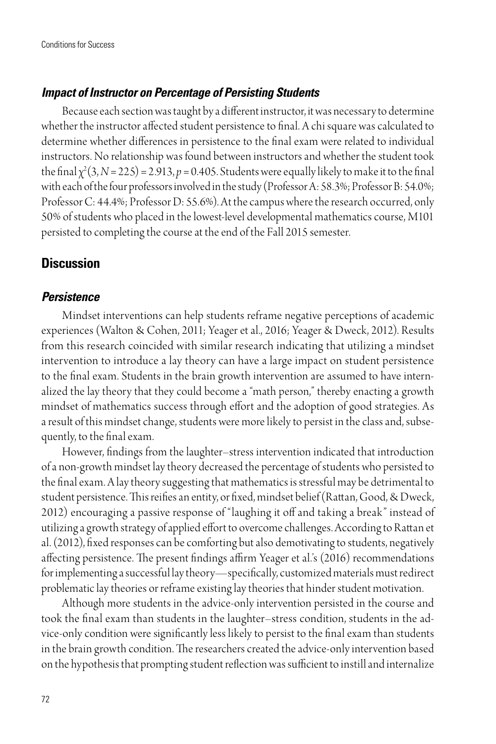### *Impact of Instructor on Percentage of Persisting Students*

Because each section was taught by a different instructor, it was necessary to determine whether the instructor affected student persistence to final. A chi square was calculated to determine whether differences in persistence to the final exam were related to individual instructors. No relationship was found between instructors and whether the student took the final $\chi^2(3, N = 225) = 2.913, p = 0.405$. Students were equally likely to make it to the final with each of the four professors involved in the study (Professor A: 58.3%; Professor B: 54.0%; Professor C: 44.4%; Professor D: 55.6%). At the campus where the research occurred, only 50% of students who placed in the lowest-level developmental mathematics course, M101 persisted to completing the course at the end of the Fall 2015 semester.

## Discussion

### *Persistence*

Mindset interventions can help students reframe negative perceptions of academic experiences (Walton & Cohen, 2011; Yeager et al., 2016; Yeager & Dweck, 2012). Results from this research coincided with similar research indicating that utilizing a mindset intervention to introduce a lay theory can have a large impact on student persistence to the final exam. Students in the brain growth intervention are assumed to have internalized the lay theory that they could become a "math person," thereby enacting a growth mindset of mathematics success through effort and the adoption of good strategies. As a result of this mindset change, students were more likely to persist in the class and, subsequently, to the final exam.

However, findings from the laughter–stress intervention indicated that introduction of a non-growth mindset lay theory decreased the percentage of students who persisted to the final exam. A lay theory suggesting that mathematics is stressful may be detrimental to student persistence. This reifies an entity, or fixed, mindset belief (Rattan, Good, & Dweck, 2012) encouraging a passive response of "laughing it off and taking a break" instead of utilizing a growth strategy of applied effort to overcome challenges. According to Rattan et al. (2012), fixed responses can be comforting but also demotivating to students, negatively affecting persistence. The present findings affirm Yeager et al.'s (2016) recommendations for implementing a successful lay theory—specifically, customized materials must redirect problematic lay theories or reframe existing lay theories that hinder student motivation.

Although more students in the advice-only intervention persisted in the course and took the final exam than students in the laughter–stress condition, students in the advice-only condition were significantly less likely to persist to the final exam than students in the brain growth condition. The researchers created the advice-only intervention based on the hypothesis that prompting student reflection was sufficient to instill and internalize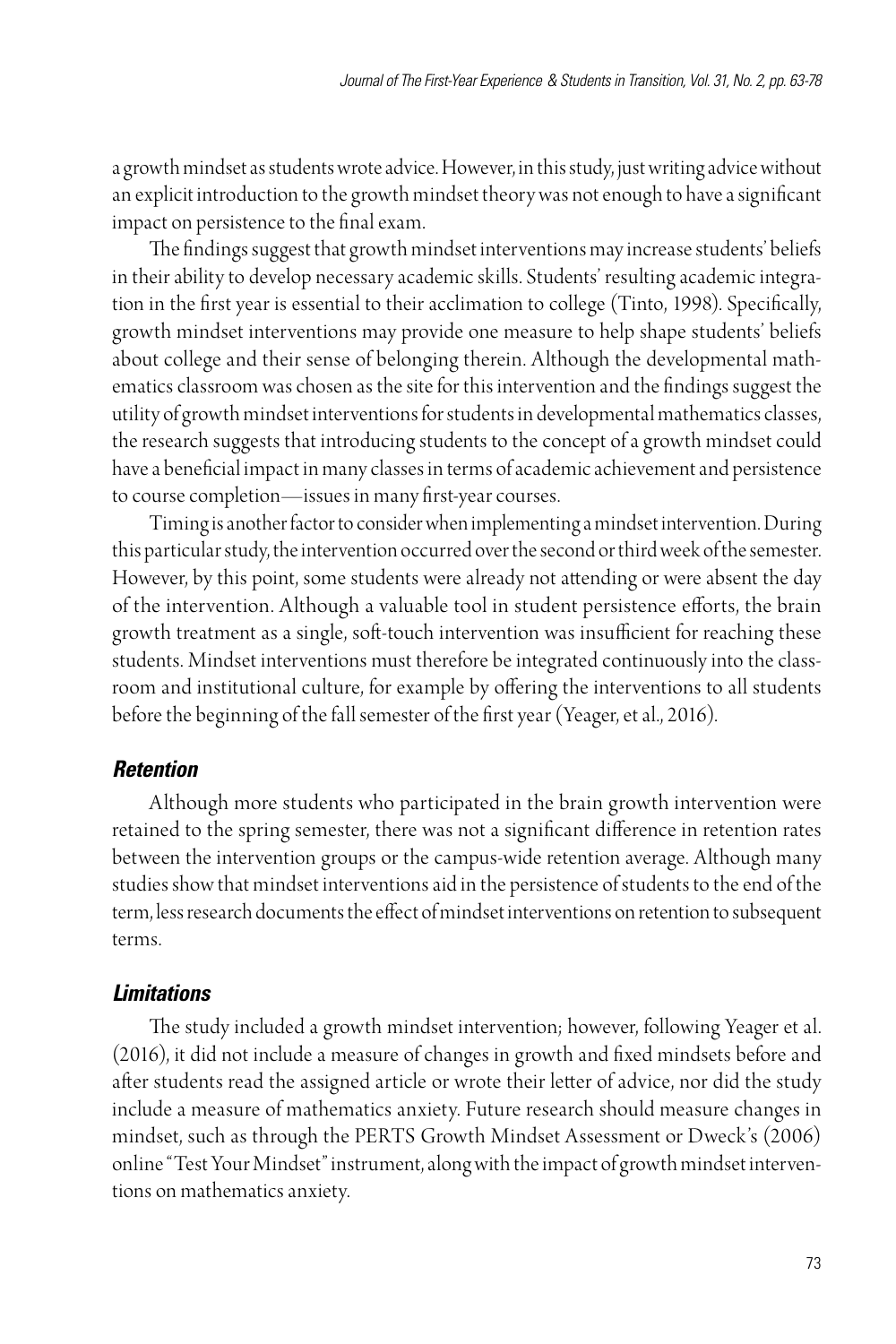a growth mindset as students wrote advice. However, in this study, just writing advice without an explicit introduction to the growth mindset theory was not enough to have a significant impact on persistence to the final exam.

The findings suggest that growth mindset interventions may increase students' beliefs in their ability to develop necessary academic skills. Students' resulting academic integration in the first year is essential to their acclimation to college (Tinto, 1998). Specifically, growth mindset interventions may provide one measure to help shape students' beliefs about college and their sense of belonging therein. Although the developmental mathematics classroom was chosen as the site for this intervention and the findings suggest the utility of growth mindset interventions for students in developmental mathematics classes, the research suggests that introducing students to the concept of a growth mindset could have a beneficial impact in many classes in terms of academic achievement and persistence to course completion—issues in many first-year courses.

Timing is another factor to consider when implementing a mindset intervention. During this particular study, the intervention occurred over the second or third week of the semester. However, by this point, some students were already not attending or were absent the day of the intervention. Although a valuable tool in student persistence efforts, the brain growth treatment as a single, soft-touch intervention was insufficient for reaching these students. Mindset interventions must therefore be integrated continuously into the classroom and institutional culture, for example by offering the interventions to all students before the beginning of the fall semester of the first year (Yeager, et al., 2016).

### *Retention*

Although more students who participated in the brain growth intervention were retained to the spring semester, there was not a significant difference in retention rates between the intervention groups or the campus-wide retention average. Although many studies show that mindset interventions aid in the persistence of students to the end of the term, less research documents the effect of mindset interventions on retention to subsequent terms.

### *Limitations*

The study included a growth mindset intervention; however, following Yeager et al. (2016), it did not include a measure of changes in growth and fixed mindsets before and after students read the assigned article or wrote their letter of advice, nor did the study include a measure of mathematics anxiety. Future research should measure changes in mindset, such as through the PERTS Growth Mindset Assessment or Dweck's (2006) online "Test Your Mindset" instrument, along with the impact of growth mindset interventions on mathematics anxiety.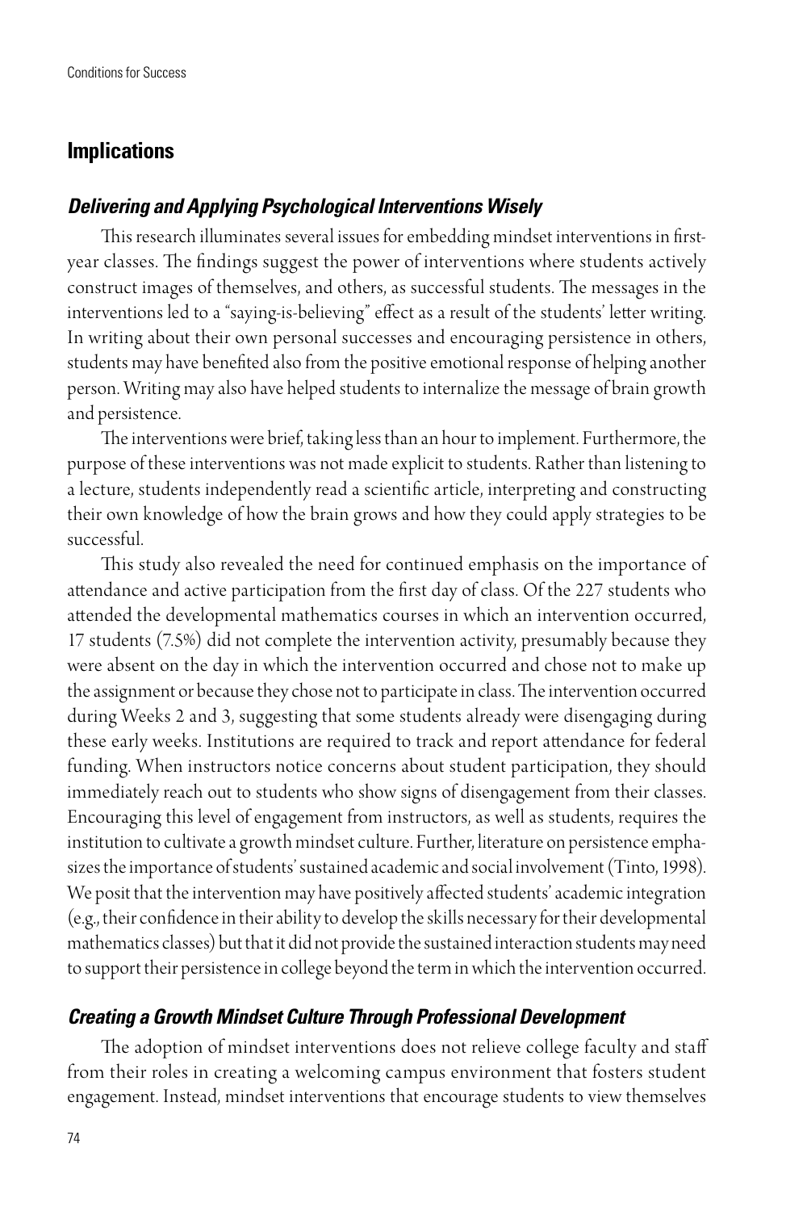## Implications

### *Delivering and Applying Psychological Interventions Wisely*

This research illuminates several issues for embedding mindset interventions in first-year classes. The findings suggest the power of interventions where students actively construct images of themselves, and others, as successful students. The messages in the interventions led to a "saying-is-believing" effect as a result of the students' letter writing. In writing about their own personal successes and encouraging persistence in others, students may have benefited also from the positive emotional response of helping another person. Writing may also have helped students to internalize the message of brain growth and persistence.

The interventions were brief, taking less than an hour to implement. Furthermore, the purpose of these interventions was not made explicit to students. Rather than listening to a lecture, students independently read a scientific article, interpreting and constructing their own knowledge of how the brain grows and how they could apply strategies to be successful.

This study also revealed the need for continued emphasis on the importance of attendance and active participation from the first day of class. Of the 227 students who attended the developmental mathematics courses in which an intervention occurred, 17 students (7.5%) did not complete the intervention activity, presumably because they were absent on the day in which the intervention occurred and chose not to make up the assignment or because they chose not to participate in class. The intervention occurred during Weeks 2 and 3, suggesting that some students already were disengaging during these early weeks. Institutions are required to track and report attendance for federal funding. When instructors notice concerns about student participation, they should immediately reach out to students who show signs of disengagement from their classes. Encouraging this level of engagement from instructors, as well as students, requires the institution to cultivate a growth mindset culture. Further, literature on persistence emphasizes the importance of students' sustained academic and social involvement (Tinto, 1998). We posit that the intervention may have positively affected students' academic integration (e.g., their confidence in their ability to develop the skills necessary for their developmental mathematics classes) but that it did not provide the sustained interaction students may need to support their persistence in college beyond the term in which the intervention occurred.

### *Creating a Growth Mindset Culture Through Professional Development*

The adoption of mindset interventions does not relieve college faculty and staff from their roles in creating a welcoming campus environment that fosters student engagement. Instead, mindset interventions that encourage students to view themselves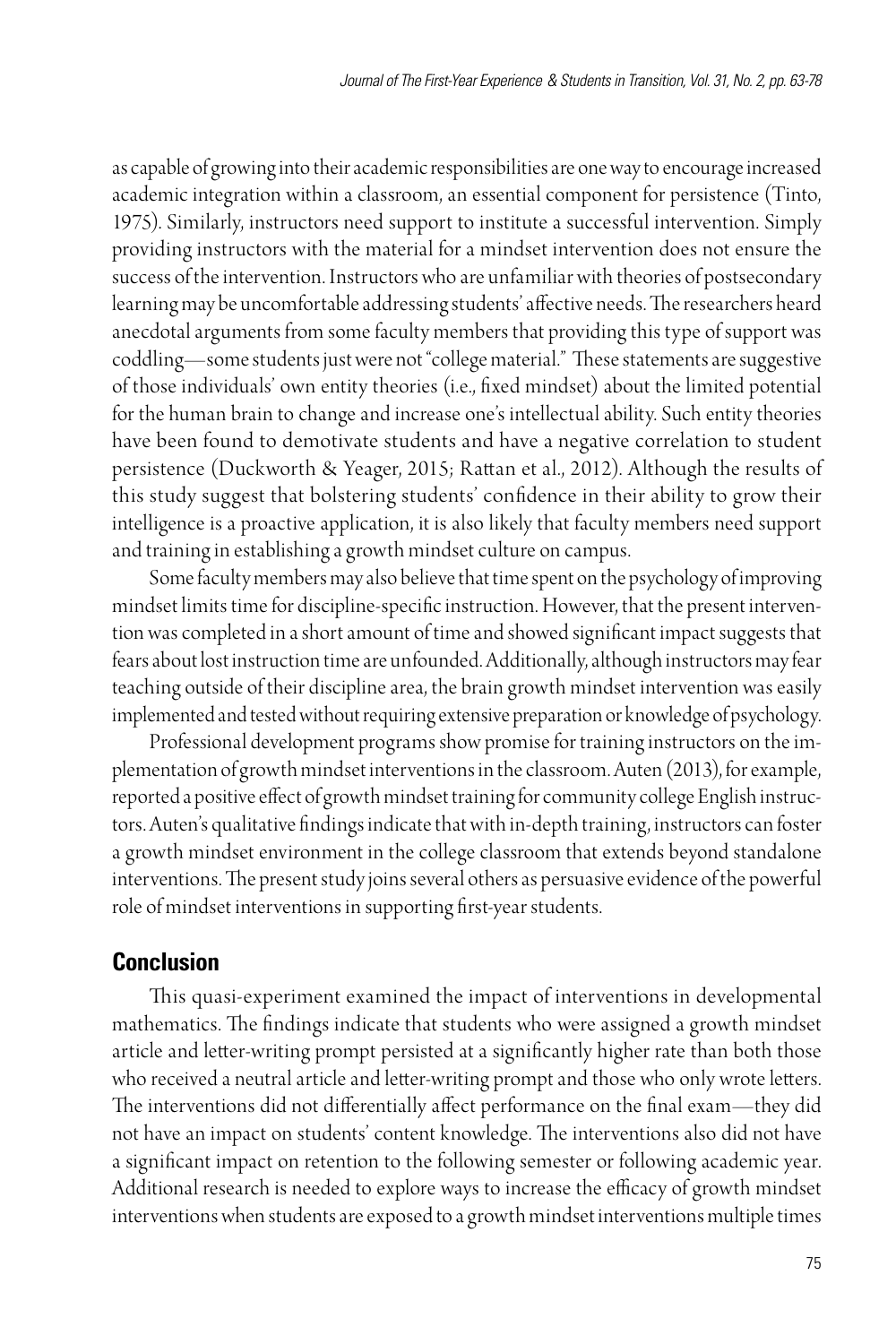as capable of growing into their academic responsibilities are one way to encourage increased academic integration within a classroom, an essential component for persistence (Tinto, 1975). Similarly, instructors need support to institute a successful intervention. Simply providing instructors with the material for a mindset intervention does not ensure the success of the intervention. Instructors who are unfamiliar with theories of postsecondary learning may be uncomfortable addressing students' affective needs. The researchers heard anecdotal arguments from some faculty members that providing this type of support was coddling—some students just were not "college material." These statements are suggestive of those individuals' own entity theories (i.e., fixed mindset) about the limited potential for the human brain to change and increase one's intellectual ability. Such entity theories have been found to demotivate students and have a negative correlation to student persistence (Duckworth & Yeager, 2015; Rattan et al., 2012). Although the results of this study suggest that bolstering students' confidence in their ability to grow their intelligence is a proactive application, it is also likely that faculty members need support and training in establishing a growth mindset culture on campus.

Some faculty members may also believe that time spent on the psychology of improving mindset limits time for discipline-specific instruction. However, that the present intervention was completed in a short amount of time and showed significant impact suggests that fears about lost instruction time are unfounded. Additionally, although instructors may fear teaching outside of their discipline area, the brain growth mindset intervention was easily implemented and tested without requiring extensive preparation or knowledge of psychology.

Professional development programs show promise for training instructors on the implementation of growth mindset interventions in the classroom. Auten (2013), for example, reported a positive effect of growth mindset training for community college English instructors. Auten's qualitative findings indicate that with in-depth training, instructors can foster a growth mindset environment in the college classroom that extends beyond standalone interventions. The present study joins several others as persuasive evidence of the powerful role of mindset interventions in supporting first-year students.

## Conclusion

This quasi-experiment examined the impact of interventions in developmental mathematics. The findings indicate that students who were assigned a growth mindset article and letter-writing prompt persisted at a significantly higher rate than both those who received a neutral article and letter-writing prompt and those who only wrote letters. The interventions did not differentially affect performance on the final exam—they did not have an impact on students' content knowledge. The interventions also did not have a significant impact on retention to the following semester or following academic year. Additional research is needed to explore ways to increase the efficacy of growth mindset interventions when students are exposed to a growth mindset interventions multiple times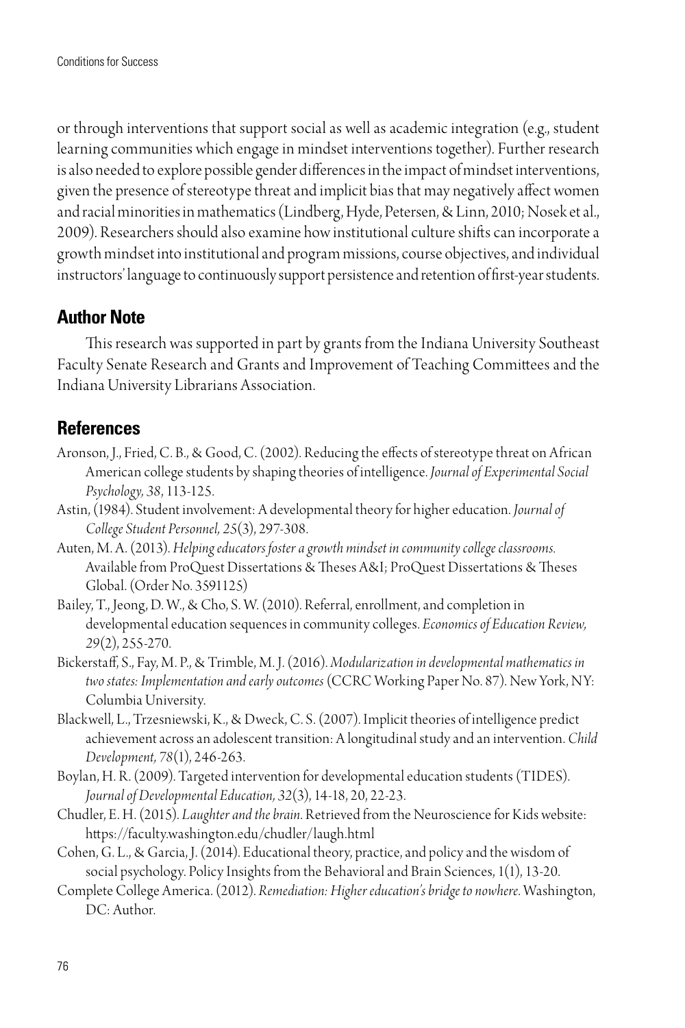or through interventions that support social as well as academic integration (e.g., student learning communities which engage in mindset interventions together). Further research is also needed to explore possible gender differences in the impact of mindset interventions, given the presence of stereotype threat and implicit bias that may negatively affect women and racial minorities in mathematics (Lindberg, Hyde, Petersen, & Linn, 2010; Nosek et al., 2009). Researchers should also examine how institutional culture shifts can incorporate a growth mindset into institutional and program missions, course objectives, and individual instructors' language to continuously support persistence and retention of first-year students.

## Author Note

This research was supported in part by grants from the Indiana University Southeast Faculty Senate Research and Grants and Improvement of Teaching Committees and the Indiana University Librarians Association.

## References

Aronson, J., Fried, C. B., & Good, C. (2002). Reducing the effects of stereotype threat on African American college students by shaping theories of intelligence. *Journal of Experimental Social Psychology, 38*, 113-125.

Astin, (1984). Student involvement: A developmental theory for higher education. *Journal of College Student Personnel, 25*(3), 297-308.

Auten, M. A. (2013). *Helping educators foster a growth mindset in community college classrooms.* Available from ProQuest Dissertations & Theses A&I; ProQuest Dissertations & Theses Global. (Order No. 3591125)

Bailey, T., Jeong, D. W., & Cho, S. W. (2010). Referral, enrollment, and completion in developmental education sequences in community colleges. *Economics of Education Review, 29*(2), 255-270.

Bickerstaff, S., Fay, M. P., & Trimble, M. J. (2016). *Modularization in developmental mathematics in two states: Implementation and early outcomes* (CCRC Working Paper No. 87). New York, NY: Columbia University.

Blackwell, L., Trzesniewski, K., & Dweck, C. S. (2007). Implicit theories of intelligence predict achievement across an adolescent transition: A longitudinal study and an intervention. *Child Development, 78*(1), 246-263.

Boylan, H. R. (2009). Targeted intervention for developmental education students (TIDES). *Journal of Developmental Education, 32*(3), 14-18, 20, 22-23.

Chudler, E. H. (2015). *Laughter and the brain.* Retrieved from the Neuroscience for Kids website: https://faculty.washington.edu/chudler/laugh.html

Cohen, G. L., & Garcia, J. (2014). Educational theory, practice, and policy and the wisdom of social psychology. Policy Insights from the Behavioral and Brain Sciences, 1(1), 13-20.

Complete College America. (2012). *Remediation: Higher education's bridge to nowhere.* Washington, DC: Author.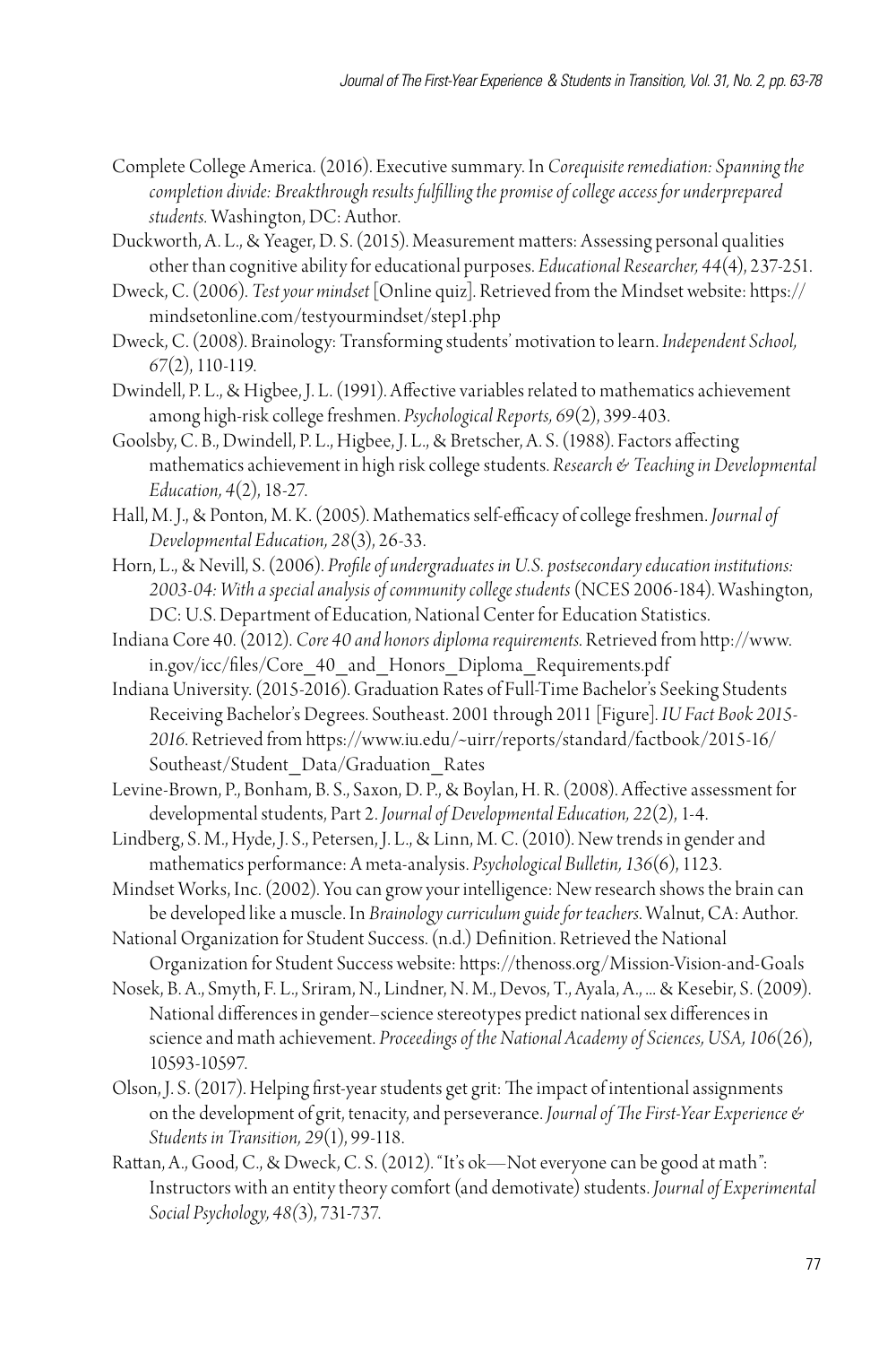Complete College America. (2016). Executive summary. In *Corequisite remediation: Spanning the completion divide: Breakthrough results fulfilling the promise of college access for underprepared students.* Washington, DC: Author.

Duckworth, A. L., & Yeager, D. S. (2015). Measurement matters: Assessing personal qualities other than cognitive ability for educational purposes. *Educational Researcher, 44*(4), 237-251.

Dweck, C. (2006). *Test your mindset* [Online quiz]. Retrieved from the Mindset website: https://mindsetonline.com/testyourmindset/step1.php

Dweck, C. (2008). Brainology: Transforming students' motivation to learn. *Independent School, 67*(2), 110-119.

Dwindell, P. L., & Higbee, J. L. (1991). Affective variables related to mathematics achievement among high-risk college freshmen. *Psychological Reports, 69*(2), 399-403.

Goolsby, C. B., Dwindell, P. L., Higbee, J. L., & Bretscher, A. S. (1988). Factors affecting mathematics achievement in high risk college students. *Research & Teaching in Developmental Education, 4*(2), 18-27.

Hall, M. J., & Ponton, M. K. (2005). Mathematics self-efficacy of college freshmen. *Journal of Developmental Education, 28*(3), 26-33.

Horn, L., & Nevill, S. (2006). *Profile of undergraduates in U.S. postsecondary education institutions: 2003-04: With a special analysis of community college students* (NCES 2006-184). Washington, DC: U.S. Department of Education, National Center for Education Statistics.

Indiana Core 40. (2012). *Core 40 and honors diploma requirements*. Retrieved from http://www.in.gov/icc/files/Core_40_and_Honors_Diploma_Requirements.pdf

Indiana University. (2015-2016). Graduation Rates of Full-Time Bachelor's Seeking Students Receiving Bachelor's Degrees. Southeast. 2001 through 2011 [Figure]. *IU Fact Book 2015-2016*. Retrieved from https://www.iu.edu/~uirr/reports/standard/factbook/2015-16/Southeast/Student_Data/Graduation_Rates

Levine-Brown, P., Bonham, B. S., Saxon, D. P., & Boylan, H. R. (2008). Affective assessment for developmental students, Part 2. *Journal of Developmental Education, 22*(2), 1-4.

Lindberg, S. M., Hyde, J. S., Petersen, J. L., & Linn, M. C. (2010). New trends in gender and mathematics performance: A meta-analysis. *Psychological Bulletin, 136*(6), 1123.

Mindset Works, Inc. (2002). You can grow your intelligence: New research shows the brain can be developed like a muscle. In *Brainology curriculum guide for teachers*. Walnut, CA: Author.

National Organization for Student Success. (n.d.) Definition. Retrieved the National Organization for Student Success website: https://thenoss.org/Mission-Vision-and-Goals

Nosek, B. A., Smyth, F. L., Sriram, N., Lindner, N. M., Devos, T., Ayala, A., ... & Kesebir, S. (2009). National differences in gender–science stereotypes predict national sex differences in science and math achievement. *Proceedings of the National Academy of Sciences, USA, 106*(26), 10593-10597.

Olson, J. S. (2017). Helping first-year students get grit: The impact of intentional assignments on the development of grit, tenacity, and perseverance. *Journal of The First-Year Experience & Students in Transition, 29*(1), 99-118.

Rattan, A., Good, C., & Dweck, C. S. (2012). "It's ok—Not everyone can be good at math": Instructors with an entity theory comfort (and demotivate) students. *Journal of Experimental Social Psychology, 48*(3), 731-737.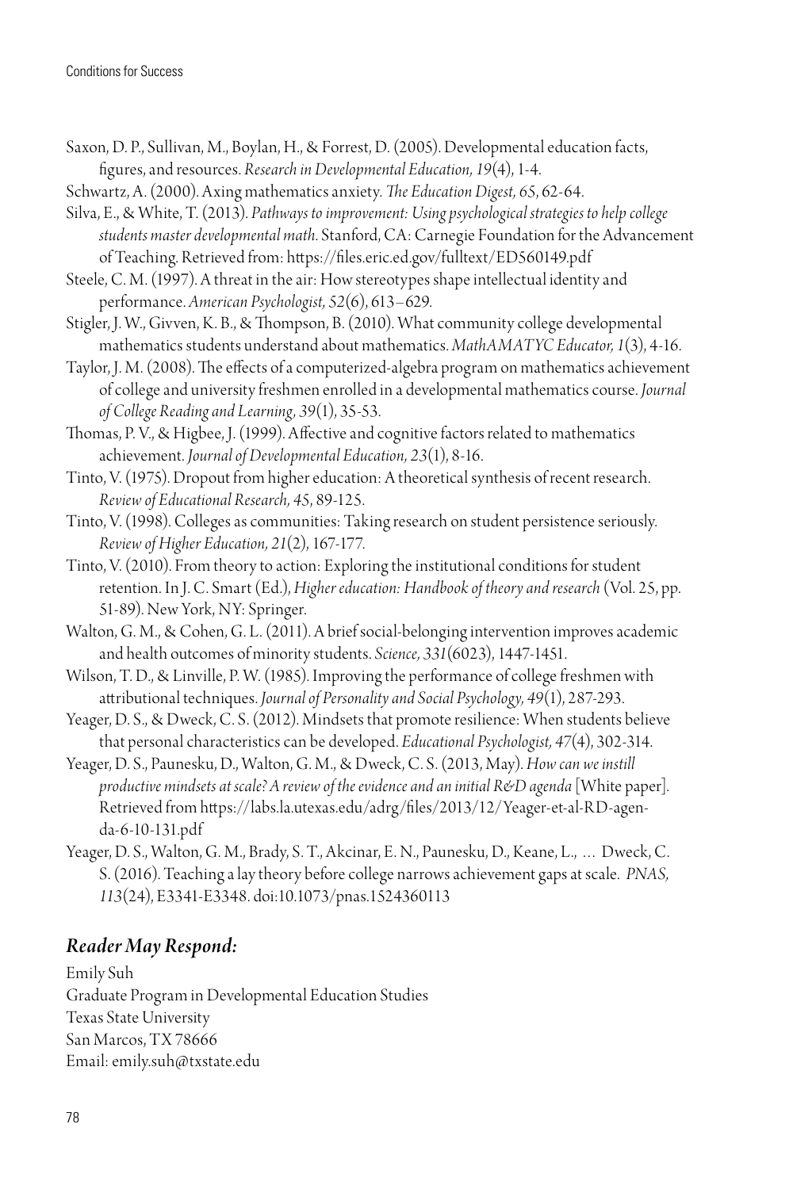Saxon, D. P., Sullivan, M., Boylan, H., & Forrest, D. (2005). Developmental education facts, figures, and resources. *Research in Developmental Education, 19*(4), 1-4.

Schwartz, A. (2000). Axing mathematics anxiety. *The Education Digest, 65*, 62-64.

Silva, E., & White, T. (2013). *Pathways to improvement: Using psychological strategies to help college students master developmental math.* Stanford, CA: Carnegie Foundation for the Advancement of Teaching. Retrieved from: https://files.eric.ed.gov/fulltext/ED560149.pdf

Steele, C. M. (1997). A threat in the air: How stereotypes shape intellectual identity and performance. *American Psychologist, 52*(6), 613–629.

Stigler, J. W., Givven, K. B., & Thompson, B. (2010). What community college developmental mathematics students understand about mathematics. *MathAMATYC Educator, 1*(3), 4-16.

Taylor, J. M. (2008). The effects of a computerized-algebra program on mathematics achievement of college and university freshmen enrolled in a developmental mathematics course. *Journal of College Reading and Learning, 39*(1), 35-53.

Thomas, P. V., & Higbee, J. (1999). Affective and cognitive factors related to mathematics achievement. *Journal of Developmental Education, 23*(1), 8-16.

Tinto, V. (1975). Dropout from higher education: A theoretical synthesis of recent research. *Review of Educational Research, 45*, 89-125.

Tinto, V. (1998). Colleges as communities: Taking research on student persistence seriously. *Review of Higher Education, 21*(2), 167-177.

Tinto, V. (2010). From theory to action: Exploring the institutional conditions for student retention. In J. C. Smart (Ed.), *Higher education: Handbook of theory and research* (Vol. 25, pp. 51-89). New York, NY: Springer.

Walton, G. M., & Cohen, G. L. (2011). A brief social-belonging intervention improves academic and health outcomes of minority students. *Science, 331*(6023), 1447-1451.

Wilson, T. D., & Linville, P. W. (1985). Improving the performance of college freshmen with attributional techniques. *Journal of Personality and Social Psychology, 49*(1), 287-293.

Yeager, D. S., & Dweck, C. S. (2012). Mindsets that promote resilience: When students believe that personal characteristics can be developed. *Educational Psychologist, 47*(4), 302-314.

Yeager, D. S., Paunesku, D., Walton, G. M., & Dweck, C. S. (2013, May). *How can we instill productive mindsets at scale? A review of the evidence and an initial R&D agenda* [White paper]. Retrieved from https://labs.la.utexas.edu/adrg/files/2013/12/Yeager-et-al-RD-agenda-6-10-131.pdf

Yeager, D. S., Walton, G. M., Brady, S. T., Akcinar, E. N., Paunesku, D., Keane, L., ... Dweck, C. S. (2016). Teaching a lay theory before college narrows achievement gaps at scale. *PNAS, 113*(24), E3341-E3348. doi:10.1073/pnas.1524360113

## *Reader May Respond:*

Emily Suh
Graduate Program in Developmental Education Studies
Texas State University
San Marcos, TX 78666
Email: emily.suh@txstate.edu